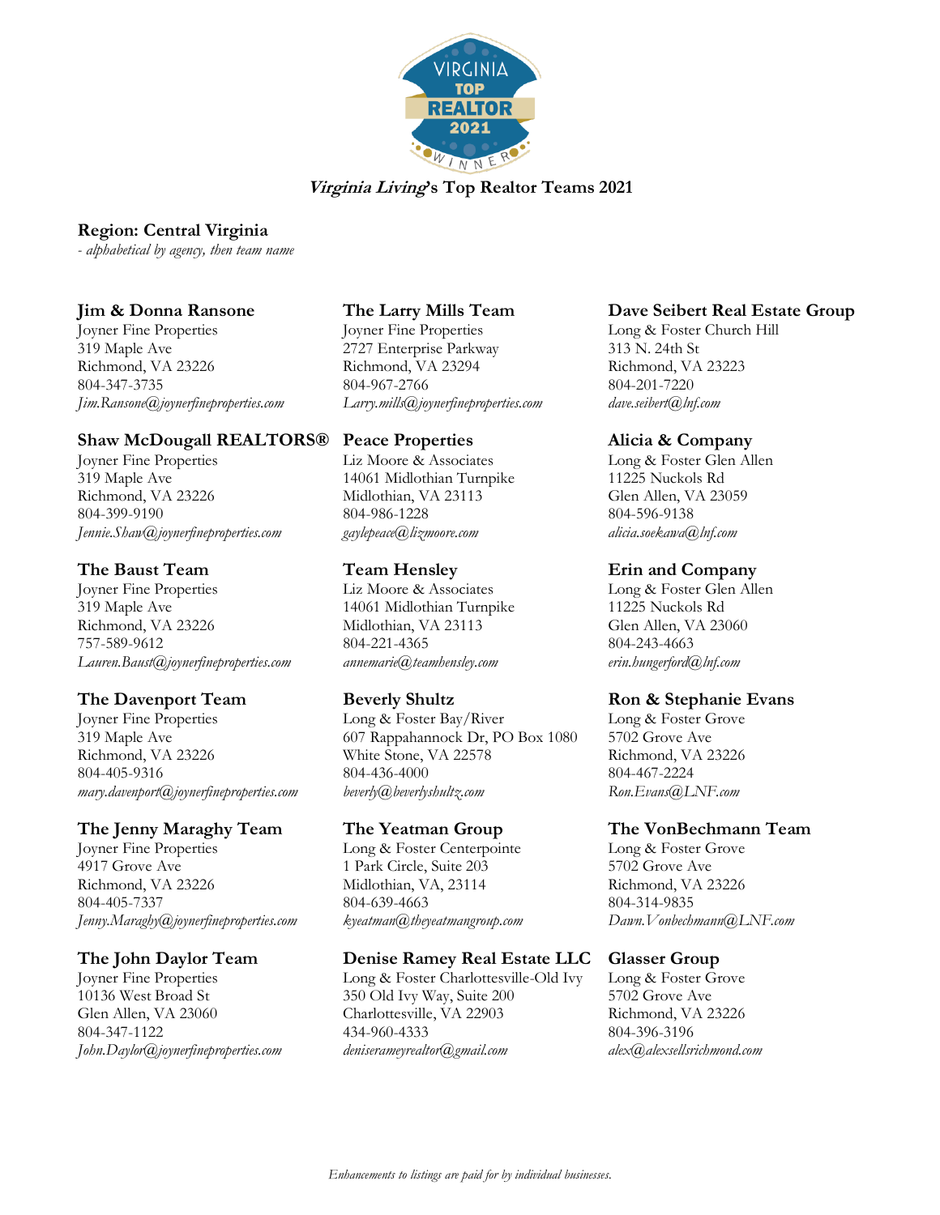***Virginia Living*'s Top Realtor Teams 2021**

## Region: Central Virginia

*- alphabetical by agency, then team name*

### Jim & Donna Ransone
Joyner Fine Properties
319 Maple Ave
Richmond, VA 23226
804-347-3735
*Jim.Ransone@joynerfineproperties.com*

### Shaw McDougall REALTORS®
Joyner Fine Properties
319 Maple Ave
Richmond, VA 23226
804-399-9190
*Jennie.Shaw@joynerfineproperties.com*

### The Baust Team
Joyner Fine Properties
319 Maple Ave
Richmond, VA 23226
757-589-9612
*Lauren.Baust@joynerfineproperties.com*

### The Davenport Team
Joyner Fine Properties
319 Maple Ave
Richmond, VA 23226
804-405-9316
*mary.davenport@joynerfineproperties.com*

### The Jenny Maraghy Team
Joyner Fine Properties
4917 Grove Ave
Richmond, VA 23226
804-405-7337
*Jenny.Maraghy@joynerfineproperties.com*

### The John Daylor Team
Joyner Fine Properties
10136 West Broad St
Glen Allen, VA 23060
804-347-1122
*John.Daylor@joynerfineproperties.com*

### The Larry Mills Team
Joyner Fine Properties
2727 Enterprise Parkway
Richmond, VA 23294
804-967-2766
*Larry.mills@joynerfineproperties.com*

### Peace Properties
Liz Moore & Associates
14061 Midlothian Turnpike
Midlothian, VA 23113
804-986-1228
*gaylepeace@lizmoore.com*

### Team Hensley
Liz Moore & Associates
14061 Midlothian Turnpike
Midlothian, VA 23113
804-221-4365
*annemarie@teamhensley.com*

### Beverly Shultz
Long & Foster Bay/River
607 Rappahannock Dr, PO Box 1080
White Stone, VA 22578
804-436-4000
*beverly@beverlyshultz.com*

### The Yeatman Group
Long & Foster Centerpointe
1 Park Circle, Suite 203
Midlothian, VA, 23114
804-639-4663
*kyeatman@theyeatmangroup.com*

### Denise Ramey Real Estate LLC
Long & Foster Charlottesville-Old Ivy
350 Old Ivy Way, Suite 200
Charlottesville, VA 22903
434-960-4333
*deniserameyrealtor@gmail.com*

### Dave Seibert Real Estate Group
Long & Foster Church Hill
313 N. 24th St
Richmond, VA 23223
804-201-7220
*dave.seibert@lnf.com*

### Alicia & Company
Long & Foster Glen Allen
11225 Nuckols Rd
Glen Allen, VA 23059
804-596-9138
*alicia.soekawa@lnf.com*

### Erin and Company
Long & Foster Glen Allen
11225 Nuckols Rd
Glen Allen, VA 23060
804-243-4663
*erin.hungerford@lnf.com*

### Ron & Stephanie Evans
Long & Foster Grove
5702 Grove Ave
Richmond, VA 23226
804-467-2224
*Ron.Evans@LNF.com*

### The VonBechmann Team
Long & Foster Grove
5702 Grove Ave
Richmond, VA 23226
804-314-9835
*Dawn.Vonbechmann@LNF.com*

### Glasser Group
Long & Foster Grove
5702 Grove Ave
Richmond, VA 23226
804-396-3196
*alex@alexsellsrichmond.com*

*Enhancements to listings are paid for by individual businesses.*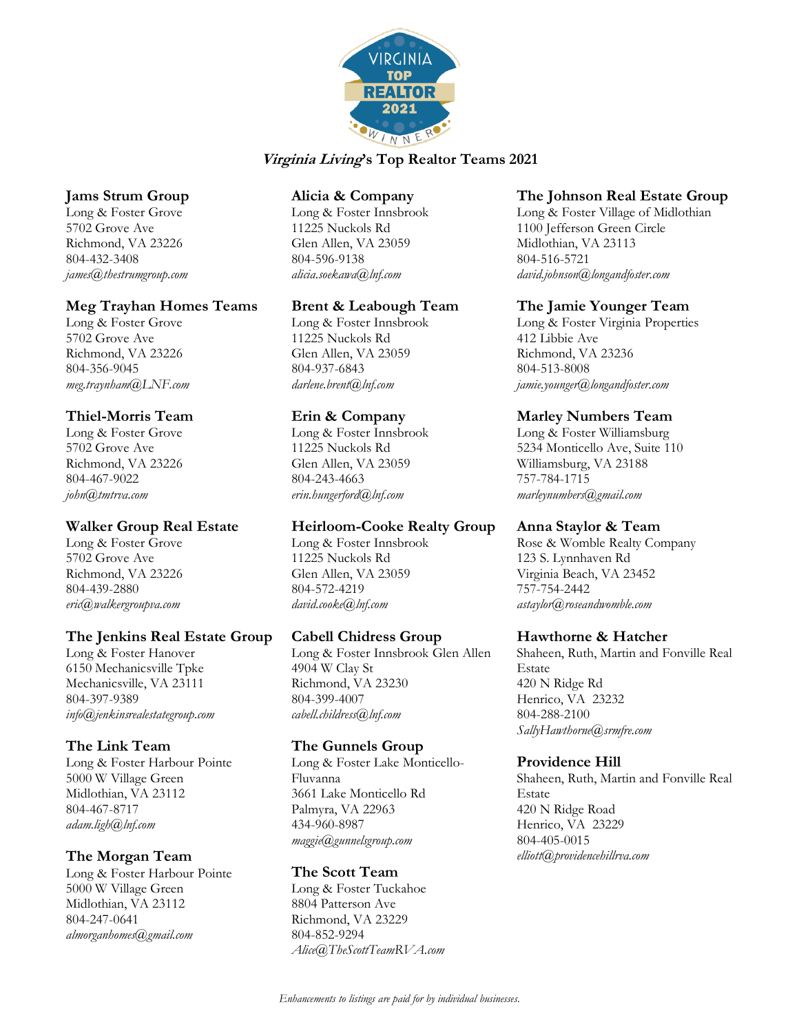# *Virginia Living*'s Top Realtor Teams 2021

### Jams Strum Group
Long & Foster Grove
5702 Grove Ave
Richmond, VA 23226
804-432-3408
*james@thestrumgroup.com*

### Meg Trayhan Homes Teams
Long & Foster Grove
5702 Grove Ave
Richmond, VA 23226
804-356-9045
*meg.traynham@LNF.com*

### Thiel-Morris Team
Long & Foster Grove
5702 Grove Ave
Richmond, VA 23226
804-467-9022
*john@tmtrva.com*

### Walker Group Real Estate
Long & Foster Grove
5702 Grove Ave
Richmond, VA 23226
804-439-2880
*eric@walkergroupva.com*

### The Jenkins Real Estate Group
Long & Foster Hanover
6150 Mechanicsville Tpke
Mechanicsville, VA 23111
804-397-9389
*info@jenkinsrealestategroup.com*

### The Link Team
Long & Foster Harbour Pointe
5000 W Village Green
Midlothian, VA 23112
804-467-8717
*adam.ligh@lnf.com*

### The Morgan Team
Long & Foster Harbour Pointe
5000 W Village Green
Midlothian, VA 23112
804-247-0641
*almorganhomes@gmail.com*

### Alicia & Company
Long & Foster Innsbrook
11225 Nuckols Rd
Glen Allen, VA 23059
804-596-9138
*alicia.soekawa@lnf.com*

### Brent & Leabough Team
Long & Foster Innsbrook
11225 Nuckols Rd
Glen Allen, VA 23059
804-937-6843
*darlene.brent@lnf.com*

### Erin & Company
Long & Foster Innsbrook
11225 Nuckols Rd
Glen Allen, VA 23059
804-243-4663
*erin.hungerford@lnf.com*

### Heirloom-Cooke Realty Group
Long & Foster Innsbrook
11225 Nuckols Rd
Glen Allen, VA 23059
804-572-4219
*david.cooke@lnf.com*

### Cabell Chidress Group
Long & Foster Innsbrook Glen Allen
4904 W Clay St
Richmond, VA 23230
804-399-4007
*cabell.childress@lnf.com*

### The Gunnels Group
Long & Foster Lake Monticello-Fluvanna
3661 Lake Monticello Rd
Palmyra, VA 22963
434-960-8987
*maggie@gunnelsgroup.com*

### The Scott Team
Long & Foster Tuckahoe
8804 Patterson Ave
Richmond, VA 23229
804-852-9294
*Alice@TheScottTeamRVA.com*

### The Johnson Real Estate Group
Long & Foster Village of Midlothian
1100 Jefferson Green Circle
Midlothian, VA 23113
804-516-5721
*david.johnson@longandfoster.com*

### The Jamie Younger Team
Long & Foster Virginia Properties
412 Libbie Ave
Richmond, VA 23236
804-513-8008
*jamie.younger@longandfoster.com*

### Marley Numbers Team
Long & Foster Williamsburg
5234 Monticello Ave, Suite 110
Williamsburg, VA 23188
757-784-1715
*marleynumbers@gmail.com*

### Anna Staylor & Team
Rose & Womble Realty Company
123 S. Lynnhaven Rd
Virginia Beach, VA 23452
757-754-2442
*astaylor@roseandwomble.com*

### Hawthorne & Hatcher
Shaheen, Ruth, Martin and Fonville Real Estate
420 N Ridge Rd
Henrico, VA 23232
804-288-2100
*SallyHawthorne@srmfre.com*

### Providence Hill
Shaheen, Ruth, Martin and Fonville Real Estate
420 N Ridge Road
Henrico, VA 23229
804-405-0015
*elliott@providencehillrva.com*

*Enhancements to listings are paid for by individual businesses.*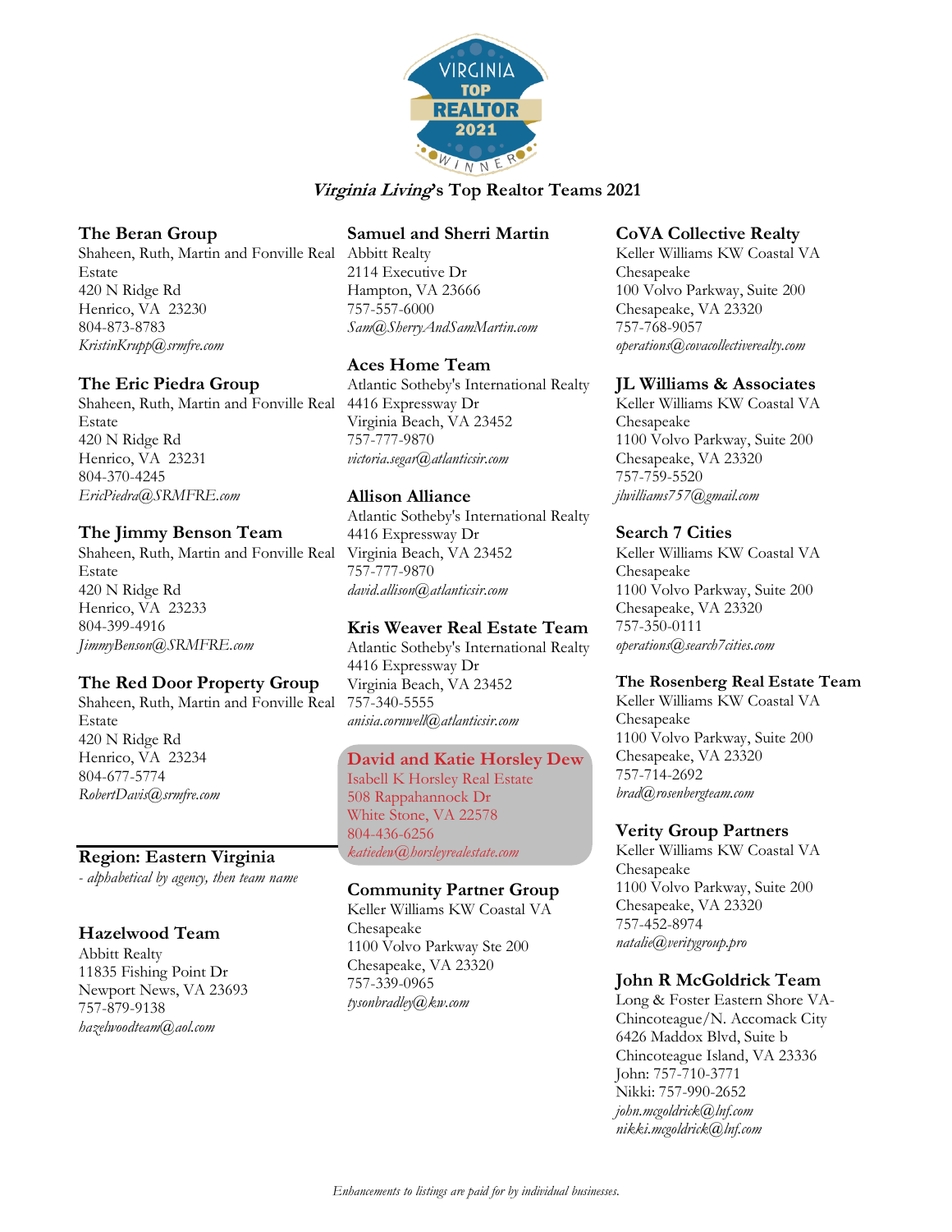# *Virginia Living*'s Top Realtor Teams 2021

### The Beran Group
Shaheen, Ruth, Martin and Fonville Real Estate
420 N Ridge Rd
Henrico, VA 23230
804-873-8783
*KristinKrupp@srmfre.com*

### The Eric Piedra Group
Shaheen, Ruth, Martin and Fonville Real Estate
420 N Ridge Rd
Henrico, VA 23231
804-370-4245
*EricPiedra@SRMFRE.com*

### The Jimmy Benson Team
Shaheen, Ruth, Martin and Fonville Real Estate
420 N Ridge Rd
Henrico, VA 23233
804-399-4916
*JimmyBenson@SRMFRE.com*

### The Red Door Property Group
Shaheen, Ruth, Martin and Fonville Real Estate
420 N Ridge Rd
Henrico, VA 23234
804-677-5774
*RobertDavis@srmfre.com*

## Region: Eastern Virginia
*- alphabetical by agency, then team name*

### Hazelwood Team
Abbitt Realty
11835 Fishing Point Dr
Newport News, VA 23693
757-879-9138
*hazelwoodteam@aol.com*

### Samuel and Sherri Martin
Abbitt Realty
2114 Executive Dr
Hampton, VA 23666
757-557-6000
*Sam@SherryAndSamMartin.com*

### Aces Home Team
Atlantic Sotheby's International Realty
4416 Expressway Dr
Virginia Beach, VA 23452
757-777-9870
*victoria.segar@atlanticsir.com*

### Allison Alliance
Atlantic Sotheby's International Realty
4416 Expressway Dr
Virginia Beach, VA 23452
757-777-9870
*david.allison@atlanticsir.com*

### Kris Weaver Real Estate Team
Atlantic Sotheby's International Realty
4416 Expressway Dr
Virginia Beach, VA 23452
757-340-5555
*anisia.cornwell@atlanticsir.com*

### David and Katie Horsley Dew
Isabell K Horsley Real Estate
508 Rappahannock Dr
White Stone, VA 22578
804-436-6256
*katiedew@horsleyrealestate.com*

### Community Partner Group
Keller Williams KW Coastal VA Chesapeake
1100 Volvo Parkway Ste 200
Chesapeake, VA 23320
757-339-0965
*tysonbradley@kw.com*

### CoVA Collective Realty
Keller Williams KW Coastal VA Chesapeake
100 Volvo Parkway, Suite 200
Chesapeake, VA 23320
757-768-9057
*operations@covacollectiverealty.com*

### JL Williams & Associates
Keller Williams KW Coastal VA Chesapeake
1100 Volvo Parkway, Suite 200
Chesapeake, VA 23320
757-759-5520
*jlwilliams757@gmail.com*

### Search 7 Cities
Keller Williams KW Coastal VA Chesapeake
1100 Volvo Parkway, Suite 200
Chesapeake, VA 23320
757-350-0111
*operations@search7cities.com*

### The Rosenberg Real Estate Team
Keller Williams KW Coastal VA Chesapeake
1100 Volvo Parkway, Suite 200
Chesapeake, VA 23320
757-714-2692
*brad@rosenbergteam.com*

### Verity Group Partners
Keller Williams KW Coastal VA Chesapeake
1100 Volvo Parkway, Suite 200
Chesapeake, VA 23320
757-452-8974
*natalie@veritygroup.pro*

### John R McGoldrick Team
Long & Foster Eastern Shore VA-Chincoteague/N. Accomack City
6426 Maddox Blvd, Suite b
Chincoteague Island, VA 23336
John: 757-710-3771
Nikki: 757-990-2652
*john.mcgoldrick@lnf.com*
*nikki.mcgoldrick@lnf.com*

*Enhancements to listings are paid for by individual businesses.*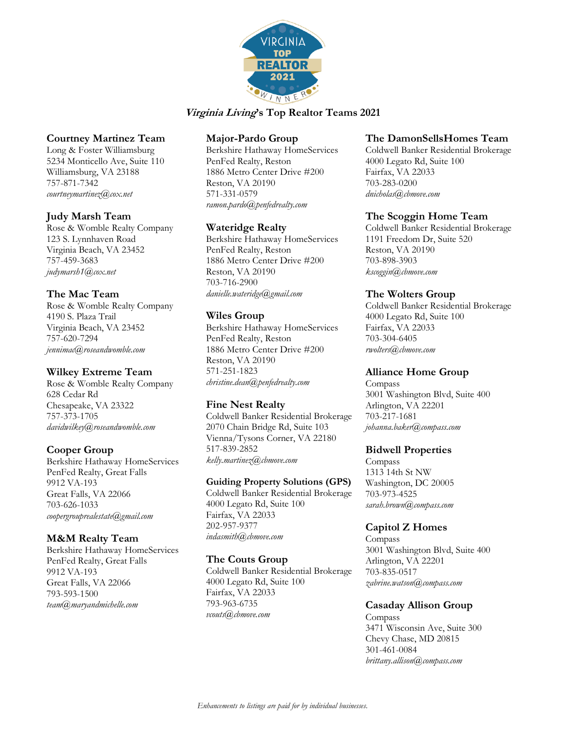# *Virginia Living*'s Top Realtor Teams 2021

### Courtney Martinez Team
Long & Foster Williamsburg
5234 Monticello Ave, Suite 110
Williamsburg, VA 23188
757-871-7342
*courtneymartinez@cox.net*

### Judy Marsh Team
Rose & Womble Realty Company
123 S. Lynnhaven Road
Virginia Beach, VA 23452
757-459-3683
*judymarsh1@cox.net*

### The Mac Team
Rose & Womble Realty Company
4190 S. Plaza Trail
Virginia Beach, VA 23452
757-620-7294
*jennimac@roseandwomble.com*

### Wilkey Extreme Team
Rose & Womble Realty Company
628 Cedar Rd
Chesapeake, VA 23322
757-373-1705
*davidwilkey@roseandwomble.com*

### Cooper Group
Berkshire Hathaway HomeServices
PenFed Realty, Great Falls
9912 VA-193
Great Falls, VA 22066
703-626-1033
*coopergrouprealestate@gmail.com*

### M&M Realty Team
Berkshire Hathaway HomeServices
PenFed Realty, Great Falls
9912 VA-193
Great Falls, VA 22066
793-593-1500
*team@maryandmichelle.com*

### Major-Pardo Group
Berkshire Hathaway HomeServices
PenFed Realty, Reston
1886 Metro Center Drive #200
Reston, VA 20190
571-331-0579
*ramon.pardo@penfedrealty.com*

### Wateridge Realty
Berkshire Hathaway HomeServices
PenFed Realty, Reston
1886 Metro Center Drive #200
Reston, VA 20190
703-716-2900
*danielle.wateridge@gmail.com*

### Wiles Group
Berkshire Hathaway HomeServices
PenFed Realty, Reston
1886 Metro Center Drive #200
Reston, VA 20190
571-251-1823
*christine.dean@penfedrealty.com*

### Fine Nest Realty
Coldwell Banker Residential Brokerage
2070 Chain Bridge Rd, Suite 103
Vienna/Tysons Corner, VA 22180
517-839-2852
*kelly.martinez@cbmove.com*

### Guiding Property Solutions (GPS)
Coldwell Banker Residential Brokerage
4000 Legato Rd, Suite 100
Fairfax, VA 22033
202-957-9377
*indasmith@cbmove.com*

### The Couts Group
Coldwell Banker Residential Brokerage
4000 Legato Rd, Suite 100
Fairfax, VA 22033
793-963-6735
*vcouts@cbmove.com*

### The DamonSellsHomes Team
Coldwell Banker Residential Brokerage
4000 Legato Rd, Suite 100
Fairfax, VA 22033
703-283-0200
*dnicholas@cbmove.com*

### The Scoggin Home Team
Coldwell Banker Residential Brokerage
1191 Freedom Dr, Suite 520
Reston, VA 20190
703-898-3903
*kscoggin@cbmove.com*

### The Wolters Group
Coldwell Banker Residential Brokerage
4000 Legato Rd, Suite 100
Fairfax, VA 22033
703-304-6405
*rwolters@cbmove.com*

### Alliance Home Group
Compass
3001 Washington Blvd, Suite 400
Arlington, VA 22201
703-217-1681
*johanna.baker@compass.com*

### Bidwell Properties
Compass
1313 14th St NW
Washington, DC 20005
703-973-4525
*sarah.brown@compass.com*

### Capitol Z Homes
Compass
3001 Washington Blvd, Suite 400
Arlington, VA 22201
703-835-0517
*zabrine.watson@compass.com*

### Casaday Allison Group
Compass
3471 Wisconsin Ave, Suite 300
Chevy Chase, MD 20815
301-461-0084
*brittany.allison@compass.com*

*Enhancements to listings are paid for by individual businesses.*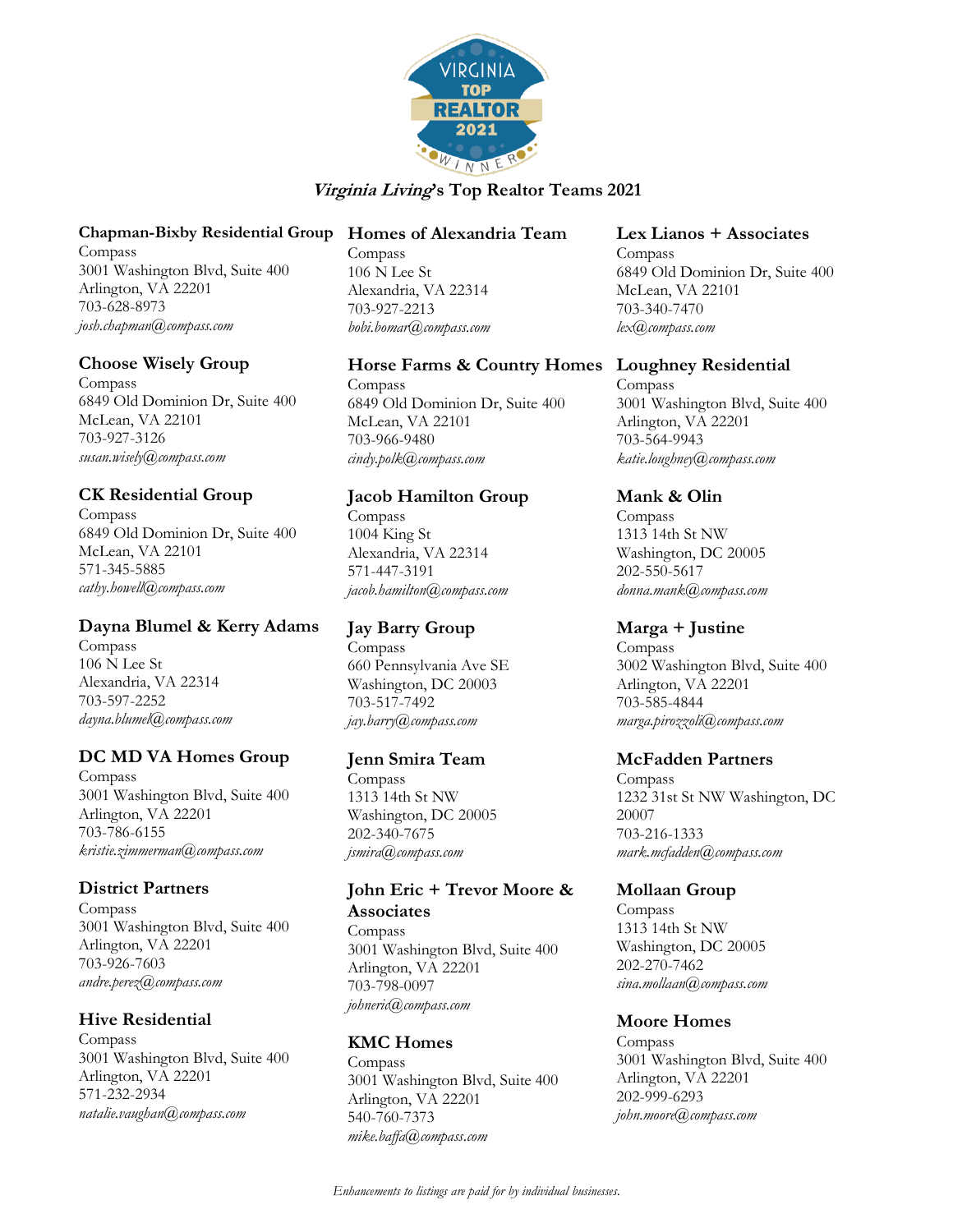# *Virginia Living*'s Top Realtor Teams 2021

### Chapman-Bixby Residential Group
Compass
3001 Washington Blvd, Suite 400
Arlington, VA 22201
703-628-8973
*josh.chapman@compass.com*

### Choose Wisely Group
Compass
6849 Old Dominion Dr, Suite 400
McLean, VA 22101
703-927-3126
*susan.wisely@compass.com*

### CK Residential Group
Compass
6849 Old Dominion Dr, Suite 400
McLean, VA 22101
571-345-5885
*cathy.howell@compass.com*

### Dayna Blumel & Kerry Adams
Compass
106 N Lee St
Alexandria, VA 22314
703-597-2252
*dayna.blumel@compass.com*

### DC MD VA Homes Group
Compass
3001 Washington Blvd, Suite 400
Arlington, VA 22201
703-786-6155
*kristie.zimmerman@compass.com*

### District Partners
Compass
3001 Washington Blvd, Suite 400
Arlington, VA 22201
703-926-7603
*andre.perez@compass.com*

### Hive Residential
Compass
3001 Washington Blvd, Suite 400
Arlington, VA 22201
571-232-2934
*natalie.vaughan@compass.com*

### Homes of Alexandria Team
Compass
106 N Lee St
Alexandria, VA 22314
703-927-2213
*bobi.bomar@compass.com*

### Horse Farms & Country Homes
Compass
6849 Old Dominion Dr, Suite 400
McLean, VA 22101
703-966-9480
*cindy.polk@compass.com*

### Jacob Hamilton Group
Compass
1004 King St
Alexandria, VA 22314
571-447-3191
*jacob.hamilton@compass.com*

### Jay Barry Group
Compass
660 Pennsylvania Ave SE
Washington, DC 20003
703-517-7492
*jay.barry@compass.com*

### Jenn Smira Team
Compass
1313 14th St NW
Washington, DC 20005
202-340-7675
*jsmira@compass.com*

### John Eric + Trevor Moore & Associates
Compass
3001 Washington Blvd, Suite 400
Arlington, VA 22201
703-798-0097
*johneric@compass.com*

### KMC Homes
Compass
3001 Washington Blvd, Suite 400
Arlington, VA 22201
540-760-7373
*mike.baffa@compass.com*

### Lex Lianos + Associates
Compass
6849 Old Dominion Dr, Suite 400
McLean, VA 22101
703-340-7470
*lex@compass.com*

### Loughney Residential
Compass
3001 Washington Blvd, Suite 400
Arlington, VA 22201
703-564-9943
*katie.loughney@compass.com*

### Mank & Olin
Compass
1313 14th St NW
Washington, DC 20005
202-550-5617
*donna.mank@compass.com*

### Marga + Justine
Compass
3002 Washington Blvd, Suite 400
Arlington, VA 22201
703-585-4844
*marga.pirozzoli@compass.com*

### McFadden Partners
Compass
1232 31st St NW Washington, DC 20007
703-216-1333
*mark.mcfadden@compass.com*

### Mollaan Group
Compass
1313 14th St NW
Washington, DC 20005
202-270-7462
*sina.mollaan@compass.com*

### Moore Homes
Compass
3001 Washington Blvd, Suite 400
Arlington, VA 22201
202-999-6293
*john.moore@compass.com*

*Enhancements to listings are paid for by individual businesses.*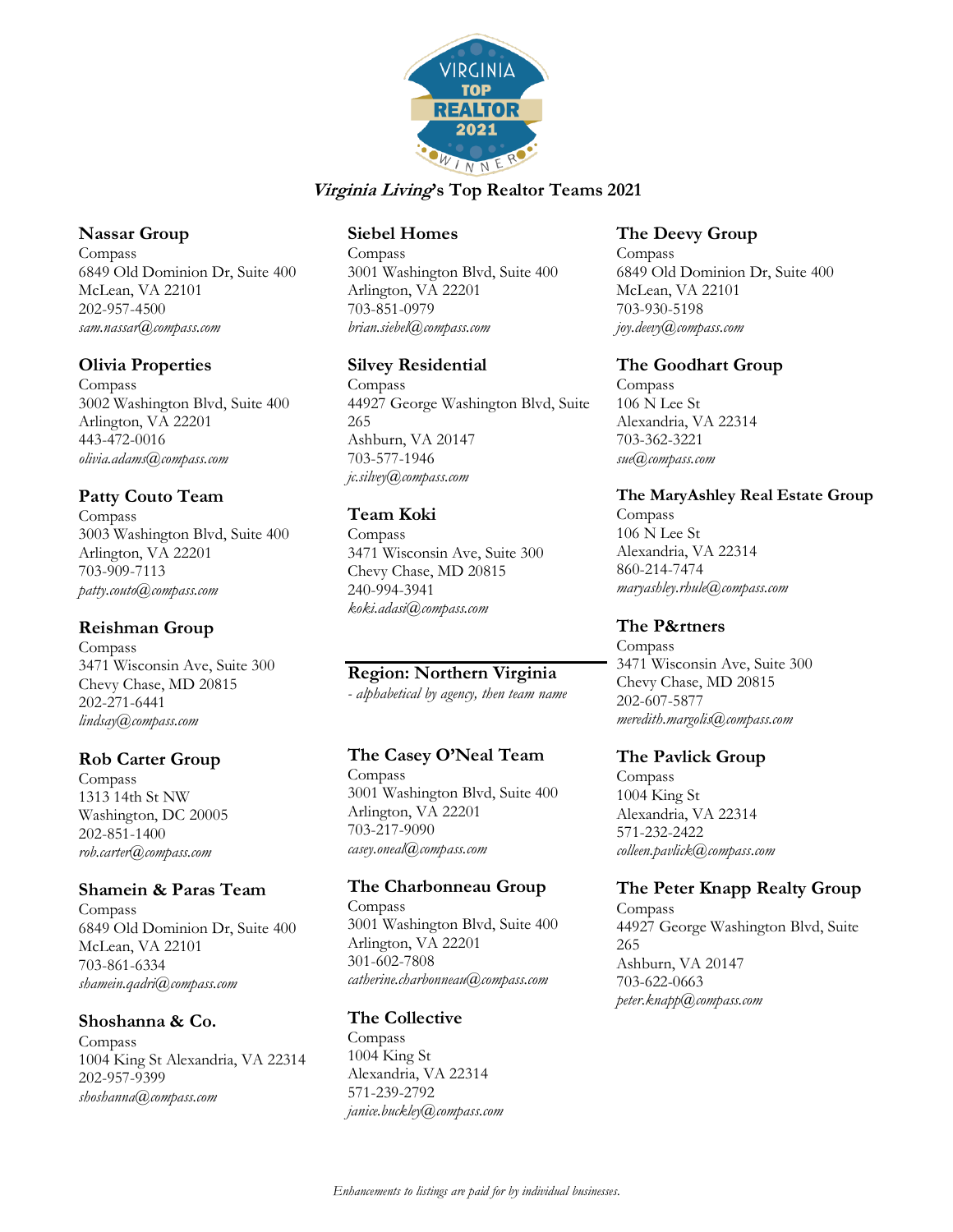# *Virginia Living*'s Top Realtor Teams 2021

**Nassar Group**
Compass
6849 Old Dominion Dr, Suite 400
McLean, VA 22101
202-957-4500
*sam.nassar@compass.com*

**Olivia Properties**
Compass
3002 Washington Blvd, Suite 400
Arlington, VA 22201
443-472-0016
*olivia.adams@compass.com*

**Patty Couto Team**
Compass
3003 Washington Blvd, Suite 400
Arlington, VA 22201
703-909-7113
*patty.couto@compass.com*

**Reishman Group**
Compass
3471 Wisconsin Ave, Suite 300
Chevy Chase, MD 20815
202-271-6441
*lindsay@compass.com*

**Rob Carter Group**
Compass
1313 14th St NW
Washington, DC 20005
202-851-1400
*rob.carter@compass.com*

**Shamein & Paras Team**
Compass
6849 Old Dominion Dr, Suite 400
McLean, VA 22101
703-861-6334
*shamein.qadri@compass.com*

**Shoshanna & Co.**
Compass
1004 King St Alexandria, VA 22314
202-957-9399
*shoshanna@compass.com*

**Siebel Homes**
Compass
3001 Washington Blvd, Suite 400
Arlington, VA 22201
703-851-0979
*brian.siebel@compass.com*

**Silvey Residential**
Compass
44927 George Washington Blvd, Suite 265
Ashburn, VA 20147
703-577-1946
*jc.silvey@compass.com*

**Team Koki**
Compass
3471 Wisconsin Ave, Suite 300
Chevy Chase, MD 20815
240-994-3941
*koki.adasi@compass.com*

## Region: Northern Virginia

*- alphabetical by agency, then team name*

**The Casey O'Neal Team**
Compass
3001 Washington Blvd, Suite 400
Arlington, VA 22201
703-217-9090
*casey.oneal@compass.com*

**The Charbonneau Group**
Compass
3001 Washington Blvd, Suite 400
Arlington, VA 22201
301-602-7808
*catherine.charbonneau@compass.com*

**The Collective**
Compass
1004 King St
Alexandria, VA 22314
571-239-2792
*janice.buckley@compass.com*

**The Deevy Group**
Compass
6849 Old Dominion Dr, Suite 400
McLean, VA 22101
703-930-5198
*joy.deevy@compass.com*

**The Goodhart Group**
Compass
106 N Lee St
Alexandria, VA 22314
703-362-3221
*sue@compass.com*

**The MaryAshley Real Estate Group**
Compass
106 N Lee St
Alexandria, VA 22314
860-214-7474
*maryashley.rhule@compass.com*

**The P&rtners**
Compass
3471 Wisconsin Ave, Suite 300
Chevy Chase, MD 20815
202-607-5877
*meredith.margolis@compass.com*

**The Pavlick Group**
Compass
1004 King St
Alexandria, VA 22314
571-232-2422
*colleen.pavlick@compass.com*

**The Peter Knapp Realty Group**
Compass
44927 George Washington Blvd, Suite 265
Ashburn, VA 20147
703-622-0663
*peter.knapp@compass.com*

*Enhancements to listings are paid for by individual businesses.*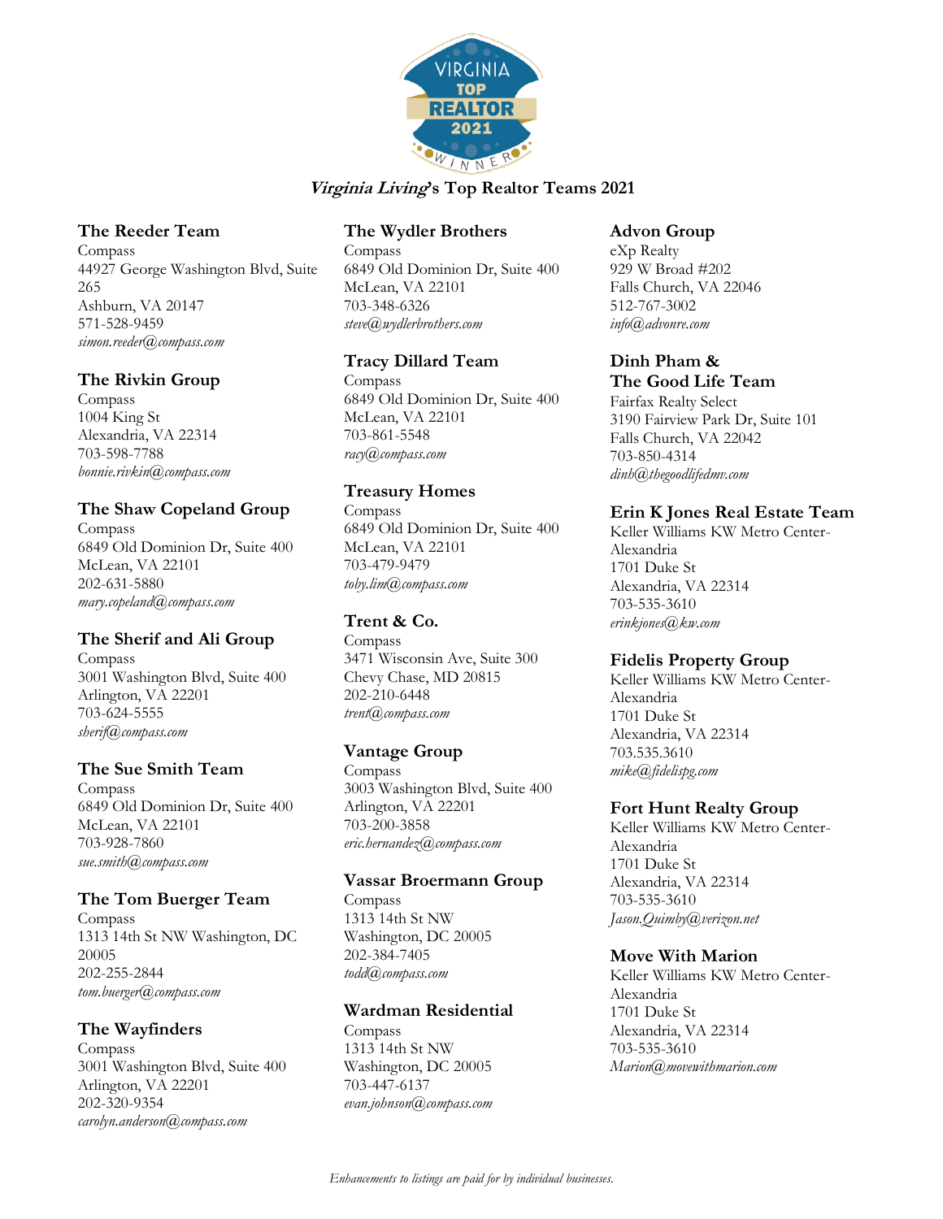# *Virginia Living*'s Top Realtor Teams 2021

### The Reeder Team
Compass
44927 George Washington Blvd, Suite 265
Ashburn, VA 20147
571-528-9459
*simon.reeder@compass.com*

### The Rivkin Group
Compass
1004 King St
Alexandria, VA 22314
703-598-7788
*bonnie.rivkin@compass.com*

### The Shaw Copeland Group
Compass
6849 Old Dominion Dr, Suite 400
McLean, VA 22101
202-631-5880
*mary.copeland@compass.com*

### The Sherif and Ali Group
Compass
3001 Washington Blvd, Suite 400
Arlington, VA 22201
703-624-5555
*sherif@compass.com*

### The Sue Smith Team
Compass
6849 Old Dominion Dr, Suite 400
McLean, VA 22101
703-928-7860
*sue.smith@compass.com*

### The Tom Buerger Team
Compass
1313 14th St NW Washington, DC 20005
202-255-2844
*tom.buerger@compass.com*

### The Wayfinders
Compass
3001 Washington Blvd, Suite 400
Arlington, VA 22201
202-320-9354
*carolyn.anderson@compass.com*

### The Wydler Brothers
Compass
6849 Old Dominion Dr, Suite 400
McLean, VA 22101
703-348-6326
*steve@wydlerbrothers.com*

### Tracy Dillard Team
Compass
6849 Old Dominion Dr, Suite 400
McLean, VA 22101
703-861-5548
*racy@compass.com*

### Treasury Homes
Compass
6849 Old Dominion Dr, Suite 400
McLean, VA 22101
703-479-9479
*toby.lim@compass.com*

### Trent & Co.
Compass
3471 Wisconsin Ave, Suite 300
Chevy Chase, MD 20815
202-210-6448
*trent@compass.com*

### Vantage Group
Compass
3003 Washington Blvd, Suite 400
Arlington, VA 22201
703-200-3858
*eric.hernandez@compass.com*

### Vassar Broermann Group
Compass
1313 14th St NW
Washington, DC 20005
202-384-7405
*todd@compass.com*

### Wardman Residential
Compass
1313 14th St NW
Washington, DC 20005
703-447-6137
*evan.johnson@compass.com*

### Advon Group
eXp Realty
929 W Broad #202
Falls Church, VA 22046
512-767-3002
*info@advonre.com*

### Dinh Pham & The Good Life Team
Fairfax Realty Select
3190 Fairview Park Dr, Suite 101
Falls Church, VA 22042
703-850-4314
*dinh@thegoodlifedmv.com*

### Erin K Jones Real Estate Team
Keller Williams KW Metro Center-Alexandria
1701 Duke St
Alexandria, VA 22314
703-535-3610
*erinkjones@kw.com*

### Fidelis Property Group
Keller Williams KW Metro Center-Alexandria
1701 Duke St
Alexandria, VA 22314
703.535.3610
*mike@fidelispg.com*

### Fort Hunt Realty Group
Keller Williams KW Metro Center-Alexandria
1701 Duke St
Alexandria, VA 22314
703-535-3610
*Jason.Quimby@verizon.net*

### Move With Marion
Keller Williams KW Metro Center-Alexandria
1701 Duke St
Alexandria, VA 22314
703-535-3610
*Marion@movewithmarion.com*

*Enhancements to listings are paid for by individual businesses.*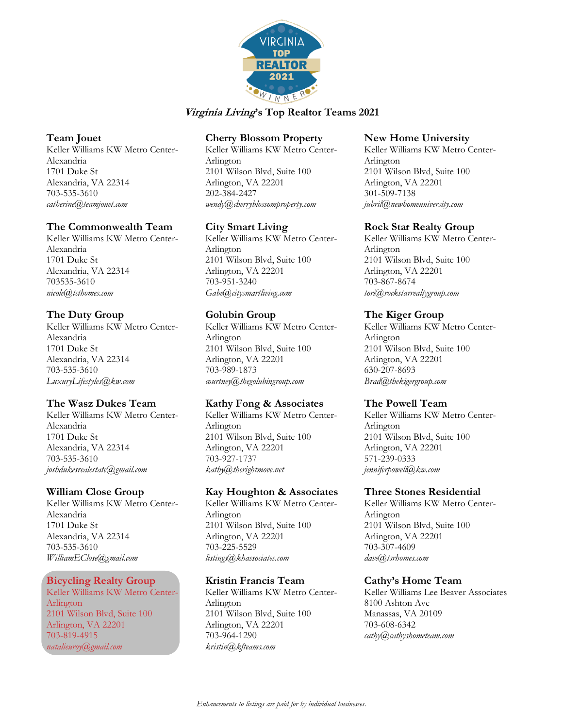VIRGINIA TOP REALTOR 2021 WINNER

# *Virginia Living*'s Top Realtor Teams 2021

### Team Jouet
Keller Williams KW Metro Center-Alexandria
1701 Duke St
Alexandria, VA 22314
703-535-3610
*catherine@teamjouet.com*

### The Commonwealth Team
Keller Williams KW Metro Center-Alexandria
1701 Duke St
Alexandria, VA 22314
703535-3610
*nicole@tcthomes.com*

### The Duty Group
Keller Williams KW Metro Center-Alexandria
1701 Duke St
Alexandria, VA 22314
703-535-3610
*LuxuryLifestyles@kw.com*

### The Wasz Dukes Team
Keller Williams KW Metro Center-Alexandria
1701 Duke St
Alexandria, VA 22314
703-535-3610
*joshdukesrealestate@gmail.com*

### William Close Group
Keller Williams KW Metro Center-Alexandria
1701 Duke St
Alexandria, VA 22314
703-535-3610
*WilliamEClose@gmail.com*

### Bicycling Realty Group
Keller Williams KW Metro Center-Arlington
2101 Wilson Blvd, Suite 100
Arlington, VA 22201
703-819-4915
*natalieuroy@gmail.com*

### Cherry Blossom Property
Keller Williams KW Metro Center-Arlington
2101 Wilson Blvd, Suite 100
Arlington, VA 22201
202-384-2427
*wendy@cherryblossomproperty.com*

### City Smart Living
Keller Williams KW Metro Center-Arlington
2101 Wilson Blvd, Suite 100
Arlington, VA 22201
703-951-3240
*Gabe@citysmartliving.com*

### Golubin Group
Keller Williams KW Metro Center-Arlington
2101 Wilson Blvd, Suite 100
Arlington, VA 22201
703-989-1873
*courtney@thegolubingroup.com*

### Kathy Fong & Associates
Keller Williams KW Metro Center-Arlington
2101 Wilson Blvd, Suite 100
Arlington, VA 22201
703-927-1737
*kathy@therightmove.net*

### Kay Houghton & Associates
Keller Williams KW Metro Center-Arlington
2101 Wilson Blvd, Suite 100
Arlington, VA 22201
703-225-5529
*listings@khassociates.com*

### Kristin Francis Team
Keller Williams KW Metro Center-Arlington
2101 Wilson Blvd, Suite 100
Arlington, VA 22201
703-964-1290
*kristin@kfteams.com*

### New Home University
Keller Williams KW Metro Center-Arlington
2101 Wilson Blvd, Suite 100
Arlington, VA 22201
301-509-7138
*jubril@newhomeuniversity.com*

### Rock Star Realty Group
Keller Williams KW Metro Center-Arlington
2101 Wilson Blvd, Suite 100
Arlington, VA 22201
703-867-8674
*tori@rockstarrealtygroup.com*

### The Kiger Group
Keller Williams KW Metro Center-Arlington
2101 Wilson Blvd, Suite 100
Arlington, VA 22201
630-207-8693
*Brad@thekigergroup.com*

### The Powell Team
Keller Williams KW Metro Center-Arlington
2101 Wilson Blvd, Suite 100
Arlington, VA 22201
571-239-0333
*jenniferpowell@kw.com*

### Three Stones Residential
Keller Williams KW Metro Center-Arlington
2101 Wilson Blvd, Suite 100
Arlington, VA 22201
703-307-4609
*dave@tsrhomes.com*

### Cathy's Home Team
Keller Williams Lee Beaver Associates
8100 Ashton Ave
Manassas, VA 20109
703-608-6342
*cathy@cathyshometeam.com*

*Enhancements to listings are paid for by individual businesses.*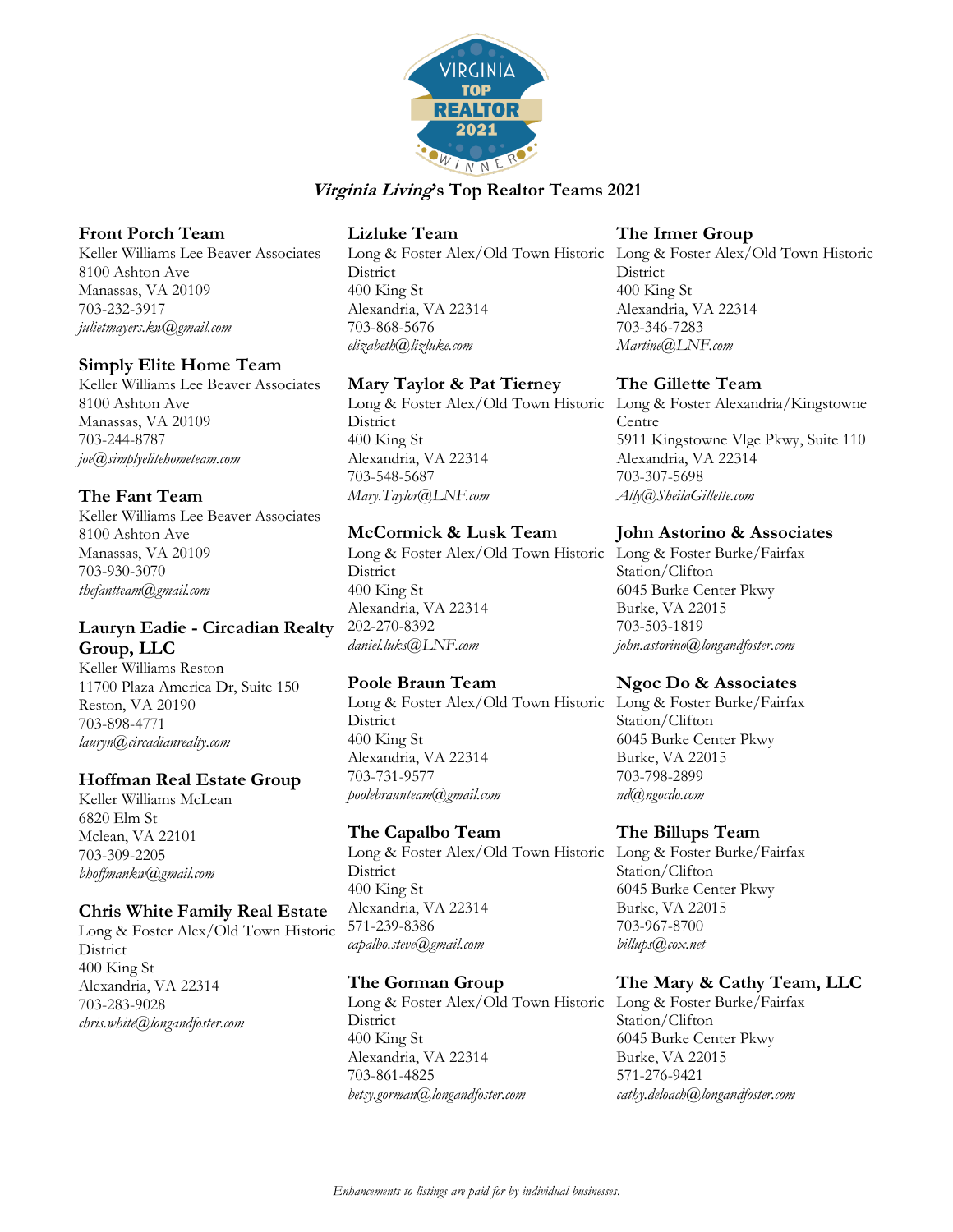# *Virginia Living*'s Top Realtor Teams 2021

### Front Porch Team
Keller Williams Lee Beaver Associates
8100 Ashton Ave
Manassas, VA 20109
703-232-3917
*julietmayers.kw@gmail.com*

### Simply Elite Home Team
Keller Williams Lee Beaver Associates
8100 Ashton Ave
Manassas, VA 20109
703-244-8787
*joe@simplyelitehometeam.com*

### The Fant Team
Keller Williams Lee Beaver Associates
8100 Ashton Ave
Manassas, VA 20109
703-930-3070
*thefantteam@gmail.com*

### Lauryn Eadie - Circadian Realty Group, LLC
Keller Williams Reston
11700 Plaza America Dr, Suite 150
Reston, VA 20190
703-898-4771
*lauryn@circadianrealty.com*

### Hoffman Real Estate Group
Keller Williams McLean
6820 Elm St
Mclean, VA 22101
703-309-2205
*bhoffmankw@gmail.com*

### Chris White Family Real Estate
Long & Foster Alex/Old Town Historic District
400 King St
Alexandria, VA 22314
703-283-9028
*chris.white@longandfoster.com*

### Lizluke Team
Long & Foster Alex/Old Town Historic District
400 King St
Alexandria, VA 22314
703-868-5676
*elizabeth@lizluke.com*

### Mary Taylor & Pat Tierney
Long & Foster Alex/Old Town Historic District
400 King St
Alexandria, VA 22314
703-548-5687
*Mary.Taylor@LNF.com*

### McCormick & Lusk Team
Long & Foster Alex/Old Town Historic District
400 King St
Alexandria, VA 22314
202-270-8392
*daniel.luks@LNF.com*

### Poole Braun Team
Long & Foster Alex/Old Town Historic District
400 King St
Alexandria, VA 22314
703-731-9577
*poolebraunteam@gmail.com*

### The Capalbo Team
Long & Foster Alex/Old Town Historic District
400 King St
Alexandria, VA 22314
571-239-8386
*capalbo.steve@gmail.com*

### The Gorman Group
Long & Foster Alex/Old Town Historic District
400 King St
Alexandria, VA 22314
703-861-4825
*betsy.gorman@longandfoster.com*

### The Irmer Group
Long & Foster Alex/Old Town Historic District
400 King St
Alexandria, VA 22314
703-346-7283
*Martine@LNF.com*

### The Gillette Team
Long & Foster Alexandria/Kingstowne Centre
5911 Kingstowne Vlge Pkwy, Suite 110
Alexandria, VA 22314
703-307-5698
*Ally@SheilaGillette.com*

### John Astorino & Associates
Long & Foster Burke/Fairfax Station/Clifton
6045 Burke Center Pkwy
Burke, VA 22015
703-503-1819
*john.astorino@longandfoster.com*

### Ngoc Do & Associates
Long & Foster Burke/Fairfax Station/Clifton
6045 Burke Center Pkwy
Burke, VA 22015
703-798-2899
*nd@ngocdo.com*

### The Billups Team
Long & Foster Burke/Fairfax Station/Clifton
6045 Burke Center Pkwy
Burke, VA 22015
703-967-8700
*billups@cox.net*

### The Mary & Cathy Team, LLC
Long & Foster Burke/Fairfax Station/Clifton
6045 Burke Center Pkwy
Burke, VA 22015
571-276-9421
*cathy.deloach@longandfoster.com*

*Enhancements to listings are paid for by individual businesses.*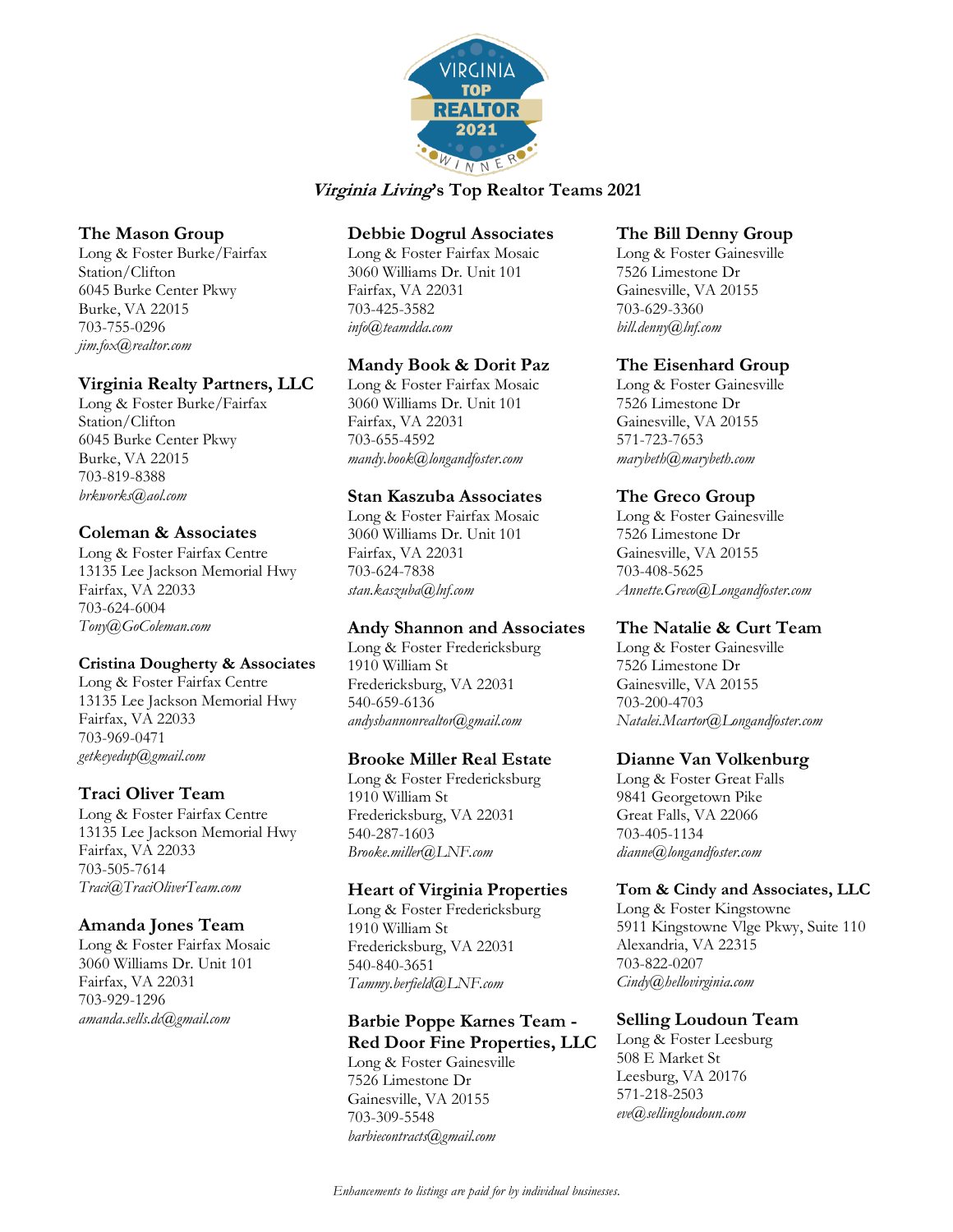# *Virginia Living*'s Top Realtor Teams 2021

### The Mason Group
Long & Foster Burke/Fairfax Station/Clifton
6045 Burke Center Pkwy
Burke, VA 22015
703-755-0296
*jim.fox@realtor.com*

### Virginia Realty Partners, LLC
Long & Foster Burke/Fairfax Station/Clifton
6045 Burke Center Pkwy
Burke, VA 22015
703-819-8388
*brkworks@aol.com*

### Coleman & Associates
Long & Foster Fairfax Centre
13135 Lee Jackson Memorial Hwy
Fairfax, VA 22033
703-624-6004
*Tony@GoColeman.com*

### Cristina Dougherty & Associates
Long & Foster Fairfax Centre
13135 Lee Jackson Memorial Hwy
Fairfax, VA 22033
703-969-0471
*getkeyedup@gmail.com*

### Traci Oliver Team
Long & Foster Fairfax Centre
13135 Lee Jackson Memorial Hwy
Fairfax, VA 22033
703-505-7614
*Traci@TraciOliverTeam.com*

### Amanda Jones Team
Long & Foster Fairfax Mosaic
3060 Williams Dr. Unit 101
Fairfax, VA 22031
703-929-1296
*amanda.sells.dc@gmail.com*

### Debbie Dogrul Associates
Long & Foster Fairfax Mosaic
3060 Williams Dr. Unit 101
Fairfax, VA 22031
703-425-3582
*info@teamdda.com*

### Mandy Book & Dorit Paz
Long & Foster Fairfax Mosaic
3060 Williams Dr. Unit 101
Fairfax, VA 22031
703-655-4592
*mandy.book@longandfoster.com*

### Stan Kaszuba Associates
Long & Foster Fairfax Mosaic
3060 Williams Dr. Unit 101
Fairfax, VA 22031
703-624-7838
*stan.kaszuba@lnf.com*

### Andy Shannon and Associates
Long & Foster Fredericksburg
1910 William St
Fredericksburg, VA 22031
540-659-6136
*andyshannonrealtor@gmail.com*

### Brooke Miller Real Estate
Long & Foster Fredericksburg
1910 William St
Fredericksburg, VA 22031
540-287-1603
*Brooke.miller@LNF.com*

### Heart of Virginia Properties
Long & Foster Fredericksburg
1910 William St
Fredericksburg, VA 22031
540-840-3651
*Tammy.berfield@LNF.com*

### Barbie Poppe Karnes Team - Red Door Fine Properties, LLC
Long & Foster Gainesville
7526 Limestone Dr
Gainesville, VA 20155
703-309-5548
*barbiecontracts@gmail.com*

### The Bill Denny Group
Long & Foster Gainesville
7526 Limestone Dr
Gainesville, VA 20155
703-629-3360
*bill.denny@lnf.com*

### The Eisenhard Group
Long & Foster Gainesville
7526 Limestone Dr
Gainesville, VA 20155
571-723-7653
*marybeth@marybeth.com*

### The Greco Group
Long & Foster Gainesville
7526 Limestone Dr
Gainesville, VA 20155
703-408-5625
*Annette.Greco@Longandfoster.com*

### The Natalie & Curt Team
Long & Foster Gainesville
7526 Limestone Dr
Gainesville, VA 20155
703-200-4703
*Natalei.Mcartor@Longandfoster.com*

### Dianne Van Volkenburg
Long & Foster Great Falls
9841 Georgetown Pike
Great Falls, VA 22066
703-405-1134
*dianne@longandfoster.com*

### Tom & Cindy and Associates, LLC
Long & Foster Kingstowne
5911 Kingstowne Vlge Pkwy, Suite 110
Alexandria, VA 22315
703-822-0207
*Cindy@hellovirginia.com*

### Selling Loudoun Team
Long & Foster Leesburg
508 E Market St
Leesburg, VA 20176
571-218-2503
*eve@sellingloudoun.com*

*Enhancements to listings are paid for by individual businesses.*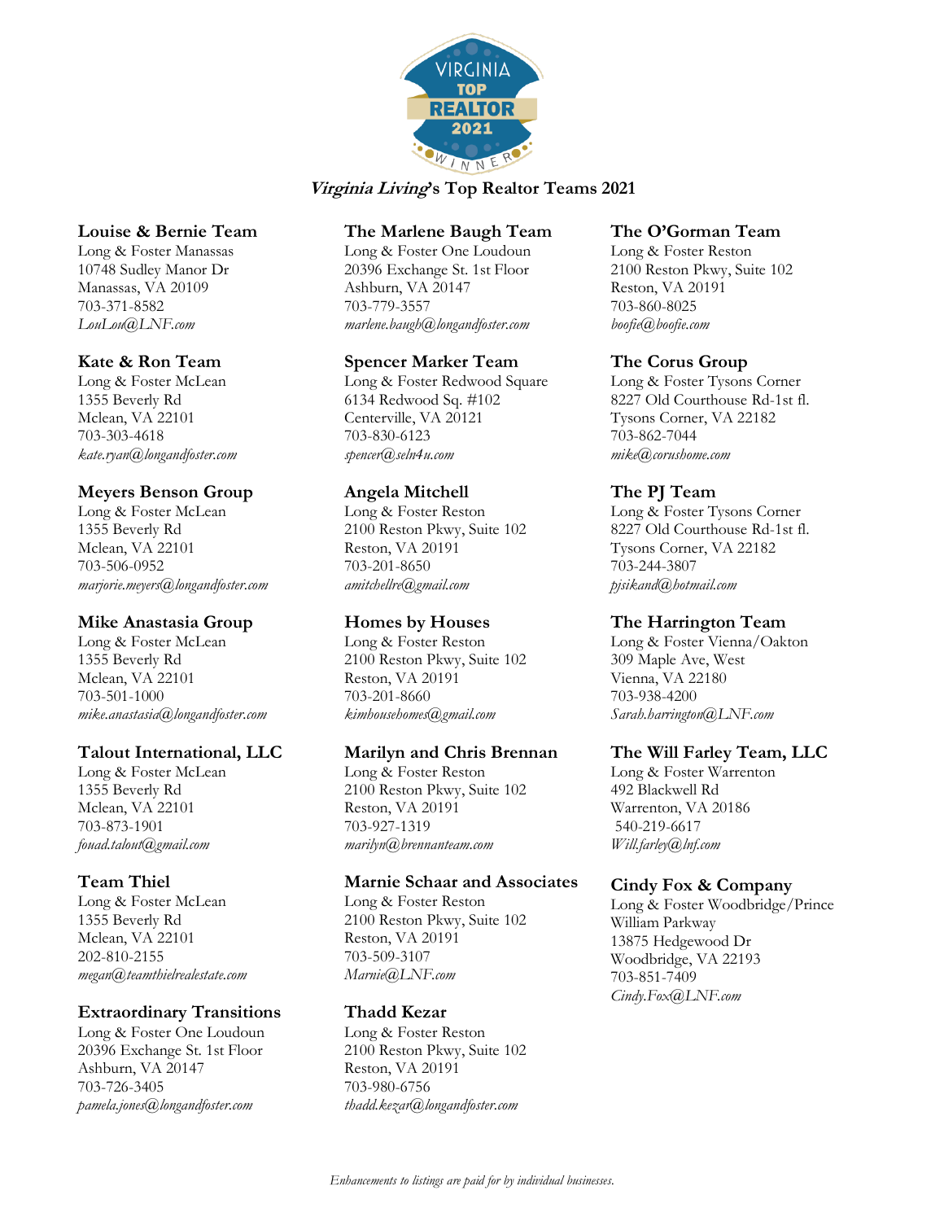***Virginia Living*'s Top Realtor Teams 2021**

**Louise & Bernie Team**
Long & Foster Manassas
10748 Sudley Manor Dr
Manassas, VA 20109
703-371-8582
*LouLou@LNF.com*

**Kate & Ron Team**
Long & Foster McLean
1355 Beverly Rd
Mclean, VA 22101
703-303-4618
*kate.ryan@longandfoster.com*

**Meyers Benson Group**
Long & Foster McLean
1355 Beverly Rd
Mclean, VA 22101
703-506-0952
*marjorie.meyers@longandfoster.com*

**Mike Anastasia Group**
Long & Foster McLean
1355 Beverly Rd
Mclean, VA 22101
703-501-1000
*mike.anastasia@longandfoster.com*

**Talout International, LLC**
Long & Foster McLean
1355 Beverly Rd
Mclean, VA 22101
703-873-1901
*fouad.talout@gmail.com*

**Team Thiel**
Long & Foster McLean
1355 Beverly Rd
Mclean, VA 22101
202-810-2155
*megan@teamthielrealestate.com*

**Extraordinary Transitions**
Long & Foster One Loudoun
20396 Exchange St. 1st Floor
Ashburn, VA 20147
703-726-3405
*pamela.jones@longandfoster.com*

**The Marlene Baugh Team**
Long & Foster One Loudoun
20396 Exchange St. 1st Floor
Ashburn, VA 20147
703-779-3557
*marlene.baugh@longandfoster.com*

**Spencer Marker Team**
Long & Foster Redwood Square
6134 Redwood Sq. #102
Centerville, VA 20121
703-830-6123
*spencer@seln4u.com*

**Angela Mitchell**
Long & Foster Reston
2100 Reston Pkwy, Suite 102
Reston, VA 20191
703-201-8650
*amitchellre@gmail.com*

**Homes by Houses**
Long & Foster Reston
2100 Reston Pkwy, Suite 102
Reston, VA 20191
703-201-8660
*kimhousehomes@gmail.com*

**Marilyn and Chris Brennan**
Long & Foster Reston
2100 Reston Pkwy, Suite 102
Reston, VA 20191
703-927-1319
*marilyn@brennanteam.com*

**Marnie Schaar and Associates**
Long & Foster Reston
2100 Reston Pkwy, Suite 102
Reston, VA 20191
703-509-3107
*Marnie@LNF.com*

**Thadd Kezar**
Long & Foster Reston
2100 Reston Pkwy, Suite 102
Reston, VA 20191
703-980-6756
*thadd.kezar@longandfoster.com*

**The O'Gorman Team**
Long & Foster Reston
2100 Reston Pkwy, Suite 102
Reston, VA 20191
703-860-8025
*boofie@boofie.com*

**The Corus Group**
Long & Foster Tysons Corner
8227 Old Courthouse Rd-1st fl.
Tysons Corner, VA 22182
703-862-7044
*mike@corushome.com*

**The PJ Team**
Long & Foster Tysons Corner
8227 Old Courthouse Rd-1st fl.
Tysons Corner, VA 22182
703-244-3807
*pjsikand@hotmail.com*

**The Harrington Team**
Long & Foster Vienna/Oakton
309 Maple Ave, West
Vienna, VA 22180
703-938-4200
*Sarah.harrington@LNF.com*

**The Will Farley Team, LLC**
Long & Foster Warrenton
492 Blackwell Rd
Warrenton, VA 20186
540-219-6617
*Will.farley@lnf.com*

**Cindy Fox & Company**
Long & Foster Woodbridge/Prince William Parkway
13875 Hedgewood Dr
Woodbridge, VA 22193
703-851-7409
*Cindy.Fox@LNF.com*

*Enhancements to listings are paid for by individual businesses.*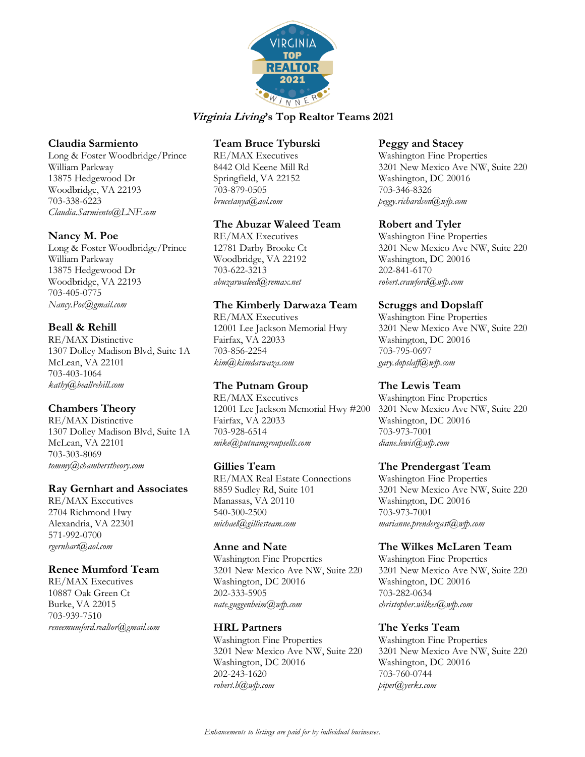# *Virginia Living*'s Top Realtor Teams 2021

### Claudia Sarmiento
Long & Foster Woodbridge/Prince William Parkway
13875 Hedgewood Dr
Woodbridge, VA 22193
703-338-6223
*Claudia.Sarmiento@LNF.com*

### Nancy M. Poe
Long & Foster Woodbridge/Prince William Parkway
13875 Hedgewood Dr
Woodbridge, VA 22193
703-405-0775
*Nancy.Poe@gmail.com*

### Beall & Rehill
RE/MAX Distinctive
1307 Dolley Madison Blvd, Suite 1A
McLean, VA 22101
703-403-1064
*kathy@beallrehill.com*

### Chambers Theory
RE/MAX Distinctive
1307 Dolley Madison Blvd, Suite 1A
McLean, VA 22101
703-303-8069
*tommy@chamberstheory.com*

### Ray Gernhart and Associates
RE/MAX Executives
2704 Richmond Hwy
Alexandria, VA 22301
571-992-0700
*rgernhart@aol.com*

### Renee Mumford Team
RE/MAX Executives
10887 Oak Green Ct
Burke, VA 22015
703-939-7510
*reneemumford.realtor@gmail.com*

### Team Bruce Tyburski
RE/MAX Executives
8442 Old Keene Mill Rd
Springfield, VA 22152
703-879-0505
*brucetanya@aol.com*

### The Abuzar Waleed Team
RE/MAX Executives
12781 Darby Brooke Ct
Woodbridge, VA 22192
703-622-3213
*abuzarwaleed@remax.net*

### The Kimberly Darwaza Team
RE/MAX Executives
12001 Lee Jackson Memorial Hwy
Fairfax, VA 22033
703-856-2254
*kim@kimdarwaza.com*

### The Putnam Group
RE/MAX Executives
12001 Lee Jackson Memorial Hwy #200
Fairfax, VA 22033
703-928-6514
*mike@putnamgroupsells.com*

### Gillies Team
RE/MAX Real Estate Connections
8859 Sudley Rd, Suite 101
Manassas, VA 20110
540-300-2500
*michael@gilliesteam.com*

### Anne and Nate
Washington Fine Properties
3201 New Mexico Ave NW, Suite 220
Washington, DC 20016
202-333-5905
*nate.guggenheim@wfp.com*

### HRL Partners
Washington Fine Properties
3201 New Mexico Ave NW, Suite 220
Washington, DC 20016
202-243-1620
*robert.h@wfp.com*

### Peggy and Stacey
Washington Fine Properties
3201 New Mexico Ave NW, Suite 220
Washington, DC 20016
703-346-8326
*peggy.richardson@wfp.com*

### Robert and Tyler
Washington Fine Properties
3201 New Mexico Ave NW, Suite 220
Washington, DC 20016
202-841-6170
*robert.crawford@wfp.com*

### Scruggs and Dopslaff
Washington Fine Properties
3201 New Mexico Ave NW, Suite 220
Washington, DC 20016
703-795-0697
*gary.dopslaff@wfp.com*

### The Lewis Team
Washington Fine Properties
3201 New Mexico Ave NW, Suite 220
Washington, DC 20016
703-973-7001
*diane.lewis@wfp.com*

### The Prendergast Team
Washington Fine Properties
3201 New Mexico Ave NW, Suite 220
Washington, DC 20016
703-973-7001
*marianne.prendergast@wfp.com*

### The Wilkes McLaren Team
Washington Fine Properties
3201 New Mexico Ave NW, Suite 220
Washington, DC 20016
703-282-0634
*christopher.wilkes@wfp.com*

### The Yerks Team
Washington Fine Properties
3201 New Mexico Ave NW, Suite 220
Washington, DC 20016
703-760-0744
*piper@yerks.com*

*Enhancements to listings are paid for by individual businesses.*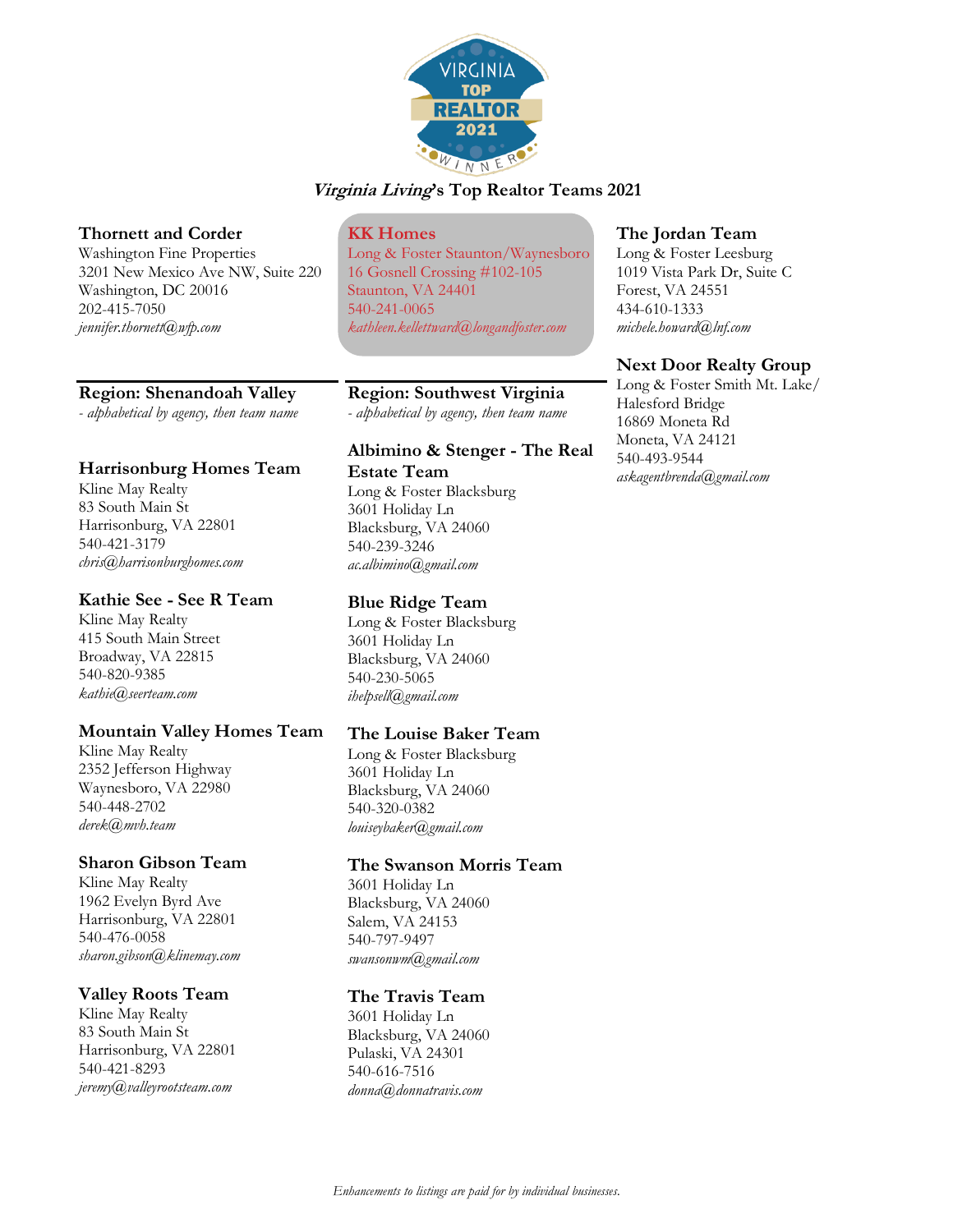VIRGINIA TOP REALTOR 2021 WINNER

***Virginia Living*'s Top Realtor Teams 2021**

### Thornett and Corder
Washington Fine Properties
3201 New Mexico Ave NW, Suite 220
Washington, DC 20016
202-415-7050
*jennifer.thornett@wfp.com*

## Region: Shenandoah Valley
*- alphabetical by agency, then team name*

### Harrisonburg Homes Team
Kline May Realty
83 South Main St
Harrisonburg, VA 22801
540-421-3179
*chris@harrisonburghomes.com*

### Kathie See - See R Team
Kline May Realty
415 South Main Street
Broadway, VA 22815
540-820-9385
*kathie@seerteam.com*

### Mountain Valley Homes Team
Kline May Realty
2352 Jefferson Highway
Waynesboro, VA 22980
540-448-2702
*derek@mvh.team*

### Sharon Gibson Team
Kline May Realty
1962 Evelyn Byrd Ave
Harrisonburg, VA 22801
540-476-0058
*sharon.gibson@klinemay.com*

### Valley Roots Team
Kline May Realty
83 South Main St
Harrisonburg, VA 22801
540-421-8293
*jeremy@valleyrootsteam.com*

### KK Homes
Long & Foster Staunton/Waynesboro
16 Gosnell Crossing #102-105
Staunton, VA 24401
540-241-0065
*kathleen.kellettward@longandfoster.com*

## Region: Southwest Virginia
*- alphabetical by agency, then team name*

### Albimino & Stenger - The Real Estate Team
Long & Foster Blacksburg
3601 Holiday Ln
Blacksburg, VA 24060
540-239-3246
*ac.albimino@gmail.com*

### Blue Ridge Team
Long & Foster Blacksburg
3601 Holiday Ln
Blacksburg, VA 24060
540-230-5065
*ihelpsell@gmail.com*

### The Louise Baker Team
Long & Foster Blacksburg
3601 Holiday Ln
Blacksburg, VA 24060
540-320-0382
*louiseybaker@gmail.com*

### The Swanson Morris Team
3601 Holiday Ln
Blacksburg, VA 24060
Salem, VA 24153
540-797-9497
*swansonwm@gmail.com*

### The Travis Team
3601 Holiday Ln
Blacksburg, VA 24060
Pulaski, VA 24301
540-616-7516
*donna@donnatravis.com*

### The Jordan Team
Long & Foster Leesburg
1019 Vista Park Dr, Suite C
Forest, VA 24551
434-610-1333
*michele.howard@lnf.com*

### Next Door Realty Group
Long & Foster Smith Mt. Lake/Halesford Bridge
16869 Moneta Rd
Moneta, VA 24121
540-493-9544
*askagentbrenda@gmail.com*

*Enhancements to listings are paid for by individual businesses.*